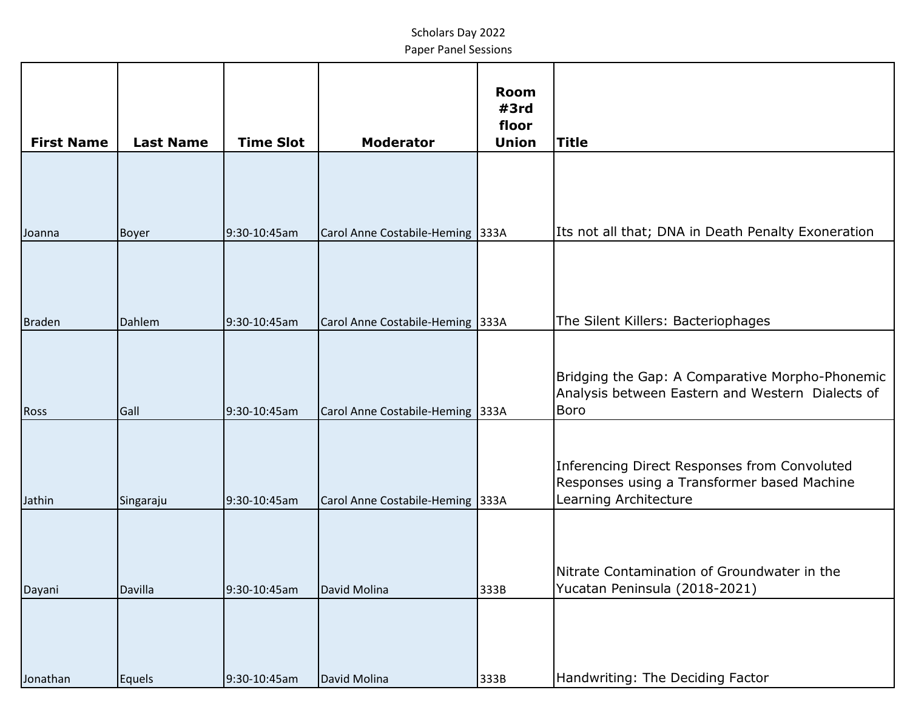Scholars Day 2022

Paper Panel Sessions

| First Name | Last Name | Time Slot | Moderator | Room #3rd floor Union | Title |
|---|---|---|---|---|---|
| Joanna | Boyer | 9:30-10:45am | Carol Anne Costabile-Heming | 333A | Its not all that; DNA in Death Penalty Exoneration |
| Braden | Dahlem | 9:30-10:45am | Carol Anne Costabile-Heming | 333A | The Silent Killers: Bacteriophages |
| Ross | Gall | 9:30-10:45am | Carol Anne Costabile-Heming | 333A | Bridging the Gap: A Comparative Morpho-Phonemic Analysis between Eastern and Western Dialects of Boro |
| Jathin | Singaraju | 9:30-10:45am | Carol Anne Costabile-Heming | 333A | Inferencing Direct Responses from Convoluted Responses using a Transformer based Machine Learning Architecture |
| Dayani | Davilla | 9:30-10:45am | David Molina | 333B | Nitrate Contamination of Groundwater in the Yucatan Peninsula (2018-2021) |
| Jonathan | Equels | 9:30-10:45am | David Molina | 333B | Handwriting: The Deciding Factor |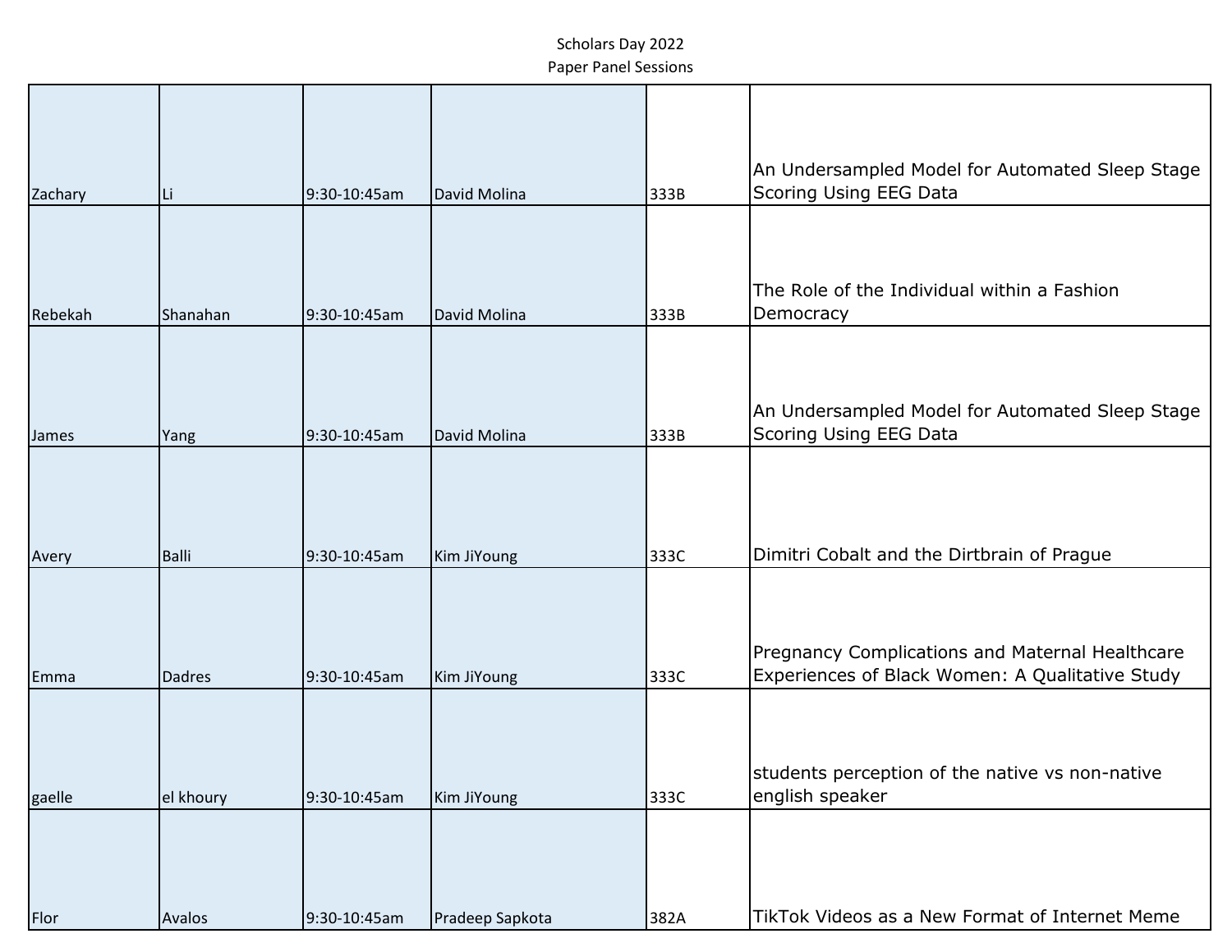Scholars Day 2022
Paper Panel Sessions

| | | | | | |
|---|---|---|---|---|---|
| Zachary | Li | 9:30-10:45am | David Molina | 333B | An Undersampled Model for Automated Sleep Stage Scoring Using EEG Data |
| Rebekah | Shanahan | 9:30-10:45am | David Molina | 333B | The Role of the Individual within a Fashion Democracy |
| James | Yang | 9:30-10:45am | David Molina | 333B | An Undersampled Model for Automated Sleep Stage Scoring Using EEG Data |
| Avery | Balli | 9:30-10:45am | Kim JiYoung | 333C | Dimitri Cobalt and the Dirtbrain of Prague |
| Emma | Dadres | 9:30-10:45am | Kim JiYoung | 333C | Pregnancy Complications and Maternal Healthcare Experiences of Black Women: A Qualitative Study |
| gaelle | el khoury | 9:30-10:45am | Kim JiYoung | 333C | students perception of the native vs non-native english speaker |
| Flor | Avalos | 9:30-10:45am | Pradeep Sapkota | 382A | TikTok Videos as a New Format of Internet Meme |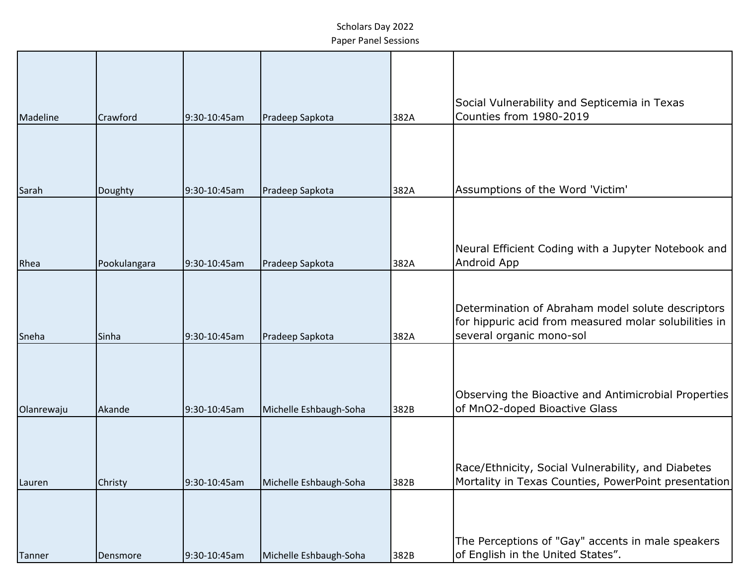Scholars Day 2022
Paper Panel Sessions

| | | | | | |
|---|---|---|---|---|---|
| Madeline | Crawford | 9:30-10:45am | Pradeep Sapkota | 382A | Social Vulnerability and Septicemia in Texas Counties from 1980-2019 |
| Sarah | Doughty | 9:30-10:45am | Pradeep Sapkota | 382A | Assumptions of the Word 'Victim' |
| Rhea | Pookulangara | 9:30-10:45am | Pradeep Sapkota | 382A | Neural Efficient Coding with a Jupyter Notebook and Android App |
| Sneha | Sinha | 9:30-10:45am | Pradeep Sapkota | 382A | Determination of Abraham model solute descriptors for hippuric acid from measured molar solubilities in several organic mono-sol |
| Olanrewaju | Akande | 9:30-10:45am | Michelle Eshbaugh-Soha | 382B | Observing the Bioactive and Antimicrobial Properties of $MnO_2$-doped Bioactive Glass |
| Lauren | Christy | 9:30-10:45am | Michelle Eshbaugh-Soha | 382B | Race/Ethnicity, Social Vulnerability, and Diabetes Mortality in Texas Counties, PowerPoint presentation |
| Tanner | Densmore | 9:30-10:45am | Michelle Eshbaugh-Soha | 382B | The Perceptions of "Gay" accents in male speakers of English in the United States". |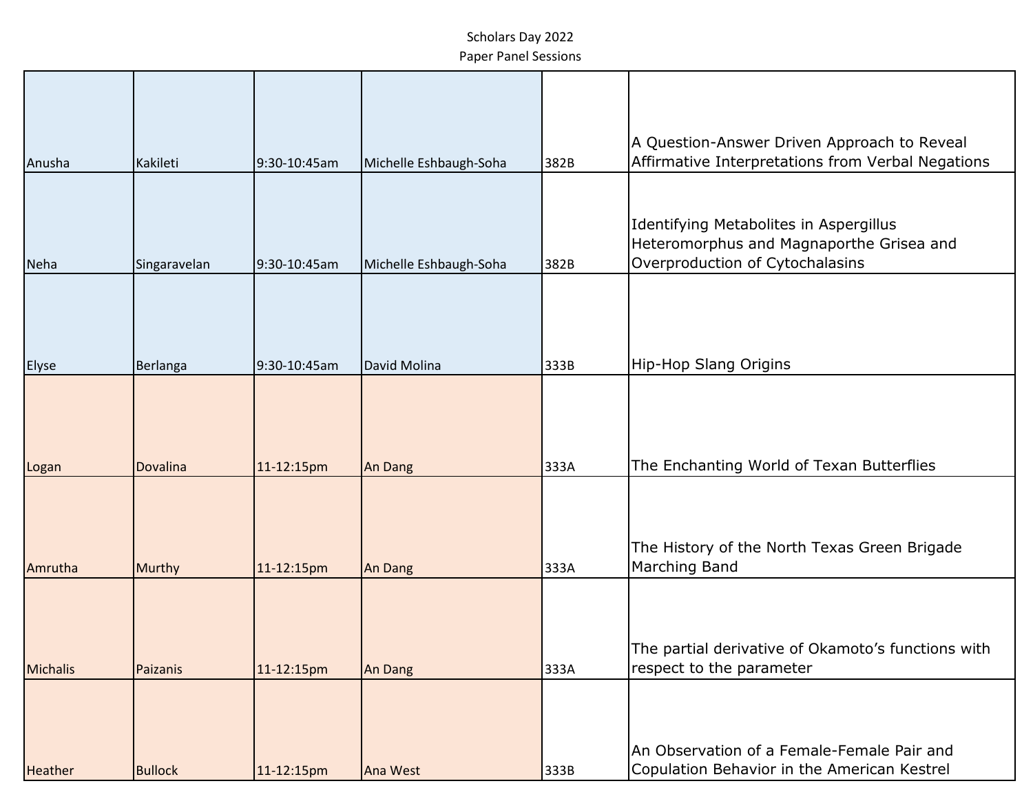Scholars Day 2022
Paper Panel Sessions

| | | | | | |
|---|---|---|---|---|---|
| Anusha | Kakileti | 9:30-10:45am | Michelle Eshbaugh-Soha | 382B | A Question-Answer Driven Approach to Reveal Affirmative Interpretations from Verbal Negations |
| Neha | Singaravelan | 9:30-10:45am | Michelle Eshbaugh-Soha | 382B | Identifying Metabolites in Aspergillus Heteromorphus and Magnaporthe Grisea and Overproduction of Cytochalasins |
| Elyse | Berlanga | 9:30-10:45am | David Molina | 333B | Hip-Hop Slang Origins |
| Logan | Dovalina | 11-12:15pm | An Dang | 333A | The Enchanting World of Texan Butterflies |
| Amrutha | Murthy | 11-12:15pm | An Dang | 333A | The History of the North Texas Green Brigade Marching Band |
| Michalis | Paizanis | 11-12:15pm | An Dang | 333A | The partial derivative of Okamoto’s functions with respect to the parameter |
| Heather | Bullock | 11-12:15pm | Ana West | 333B | An Observation of a Female-Female Pair and Copulation Behavior in the American Kestrel |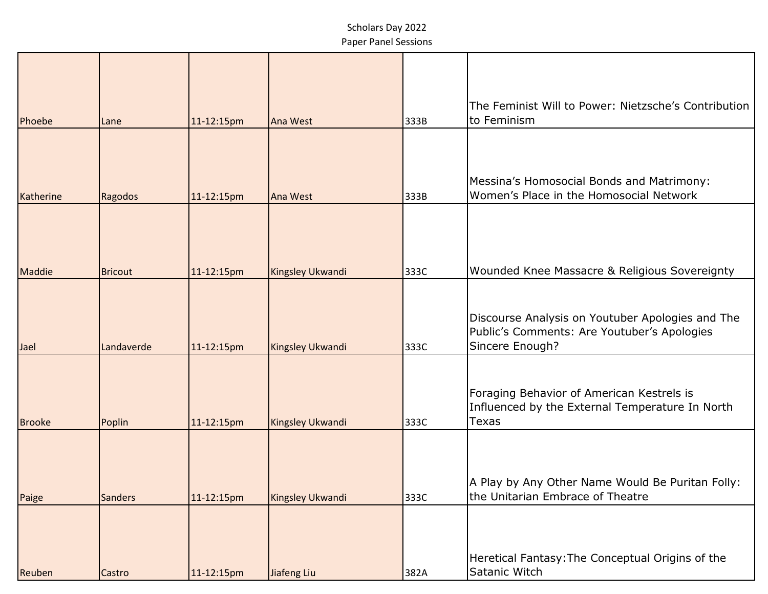Scholars Day 2022
Paper Panel Sessions

| | | | | | |
|---|---|---|---|---|---|
| Phoebe | Lane | 11-12:15pm | Ana West | 333B | The Feminist Will to Power: Nietzsche's Contribution to Feminism |
| Katherine | Ragodos | 11-12:15pm | Ana West | 333B | Messina's Homosocial Bonds and Matrimony: Women's Place in the Homosocial Network |
| Maddie | Bricout | 11-12:15pm | Kingsley Ukwandi | 333C | Wounded Knee Massacre & Religious Sovereignty |
| Jael | Landaverde | 11-12:15pm | Kingsley Ukwandi | 333C | Discourse Analysis on Youtuber Apologies and The Public's Comments: Are Youtuber's Apologies Sincere Enough? |
| Brooke | Poplin | 11-12:15pm | Kingsley Ukwandi | 333C | Foraging Behavior of American Kestrels is Influenced by the External Temperature In North Texas |
| Paige | Sanders | 11-12:15pm | Kingsley Ukwandi | 333C | A Play by Any Other Name Would Be Puritan Folly: the Unitarian Embrace of Theatre |
| Reuben | Castro | 11-12:15pm | Jiafeng Liu | 382A | Heretical Fantasy:The Conceptual Origins of the Satanic Witch |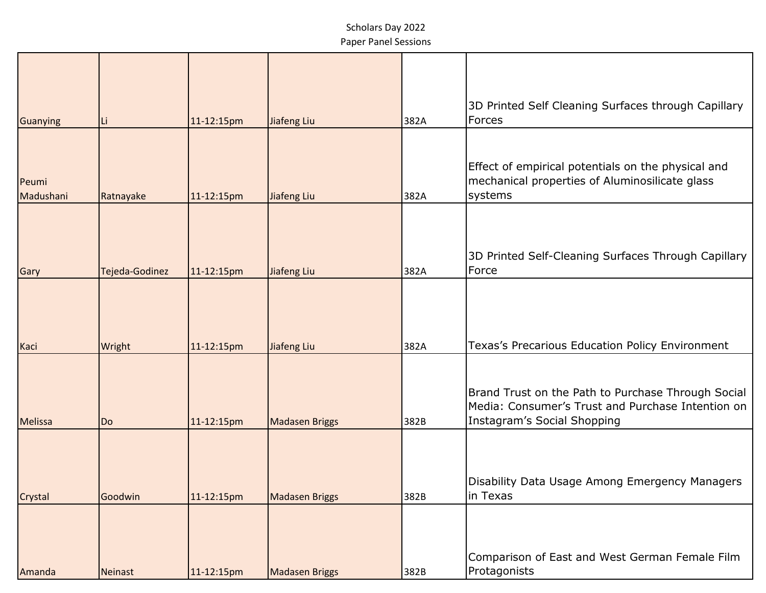Scholars Day 2022
Paper Panel Sessions

| | | | | | |
|---|---|---|---|---|---|
| Guanying | Li | 11-12:15pm | Jiafeng Liu | 382A | 3D Printed Self Cleaning Surfaces through Capillary Forces |
| Peumi Madushani | Ratnayake | 11-12:15pm | Jiafeng Liu | 382A | Effect of empirical potentials on the physical and mechanical properties of Aluminosilicate glass systems |
| Gary | Tejeda-Godinez | 11-12:15pm | Jiafeng Liu | 382A | 3D Printed Self-Cleaning Surfaces Through Capillary Force |
| Kaci | Wright | 11-12:15pm | Jiafeng Liu | 382A | Texas's Precarious Education Policy Environment |
| Melissa | Do | 11-12:15pm | Madasen Briggs | 382B | Brand Trust on the Path to Purchase Through Social Media: Consumer's Trust and Purchase Intention on Instagram's Social Shopping |
| Crystal | Goodwin | 11-12:15pm | Madasen Briggs | 382B | Disability Data Usage Among Emergency Managers in Texas |
| Amanda | Neinast | 11-12:15pm | Madasen Briggs | 382B | Comparison of East and West German Female Film Protagonists |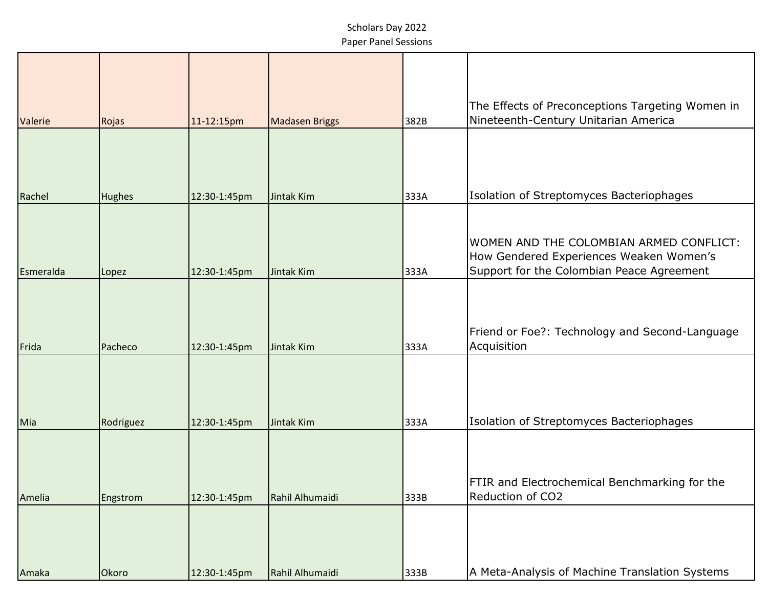Scholars Day 2022

Paper Panel Sessions

| | | | | | |
|---|---|---|---|---|---|
| Valerie | Rojas | 11-12:15pm | Madasen Briggs | 382B | The Effects of Preconceptions Targeting Women in Nineteenth-Century Unitarian America |
| Rachel | Hughes | 12:30-1:45pm | Jintak Kim | 333A | Isolation of Streptomyces Bacteriophages |
| Esmeralda | Lopez | 12:30-1:45pm | Jintak Kim | 333A | WOMEN AND THE COLOMBIAN ARMED CONFLICT: How Gendered Experiences Weaken Women's Support for the Colombian Peace Agreement |
| Frida | Pacheco | 12:30-1:45pm | Jintak Kim | 333A | Friend or Foe?: Technology and Second-Language Acquisition |
| Mia | Rodriguez | 12:30-1:45pm | Jintak Kim | 333A | Isolation of Streptomyces Bacteriophages |
| Amelia | Engstrom | 12:30-1:45pm | Rahil Alhumaidi | 333B | FTIR and Electrochemical Benchmarking for the Reduction of $CO_2$ |
| Amaka | Okoro | 12:30-1:45pm | Rahil Alhumaidi | 333B | A Meta-Analysis of Machine Translation Systems |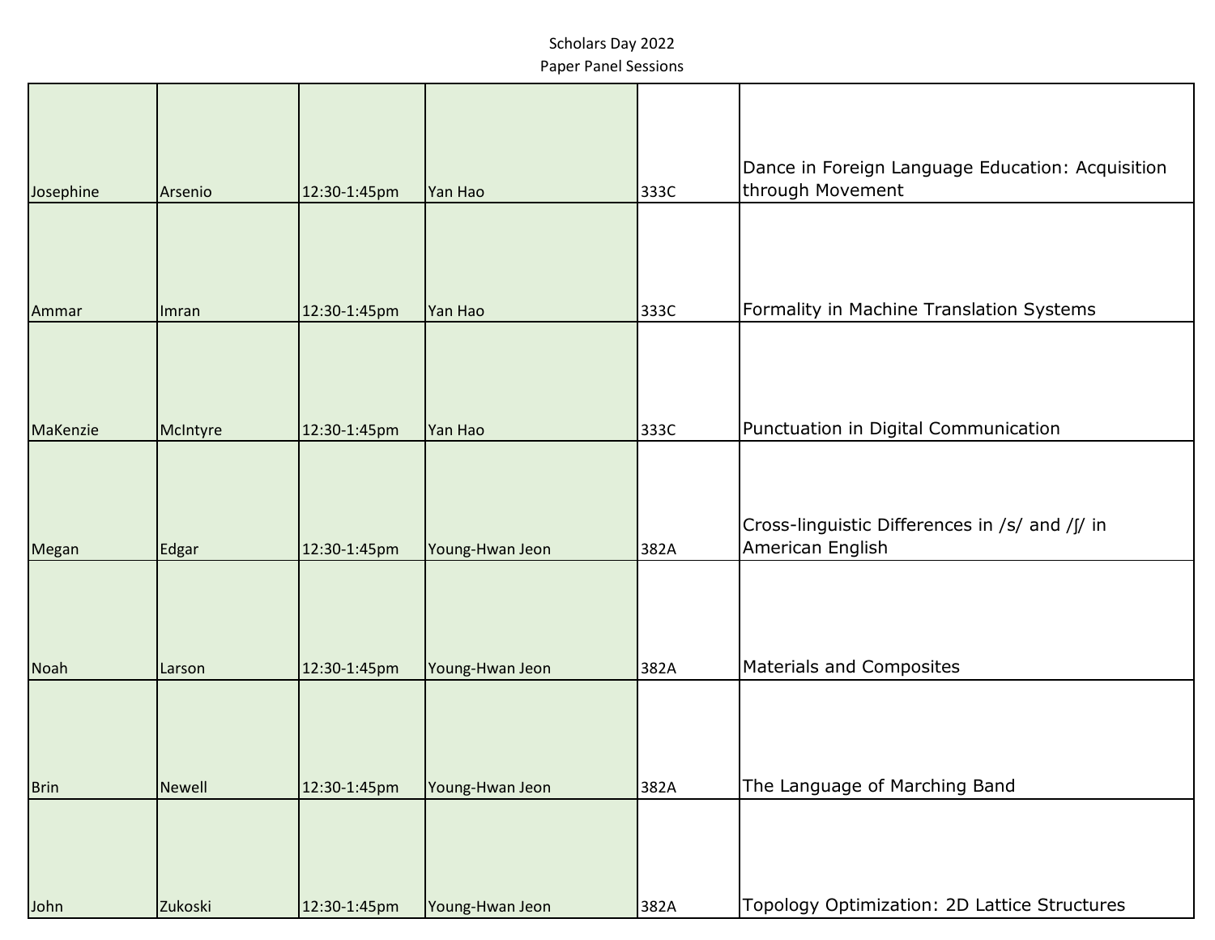Scholars Day 2022

Paper Panel Sessions

| | | | | | |
|---|---|---|---|---|---|
| Josephine | Arsenio | 12:30-1:45pm | Yan Hao | 333C | Dance in Foreign Language Education: Acquisition through Movement |
| Ammar | Imran | 12:30-1:45pm | Yan Hao | 333C | Formality in Machine Translation Systems |
| MaKenzie | McIntyre | 12:30-1:45pm | Yan Hao | 333C | Punctuation in Digital Communication |
| Megan | Edgar | 12:30-1:45pm | Young-Hwan Jeon | 382A | Cross-linguistic Differences in /s/ and /ʃ/ in American English |
| Noah | Larson | 12:30-1:45pm | Young-Hwan Jeon | 382A | Materials and Composites |
| Brin | Newell | 12:30-1:45pm | Young-Hwan Jeon | 382A | The Language of Marching Band |
| John | Zukoski | 12:30-1:45pm | Young-Hwan Jeon | 382A | Topology Optimization: 2D Lattice Structures |